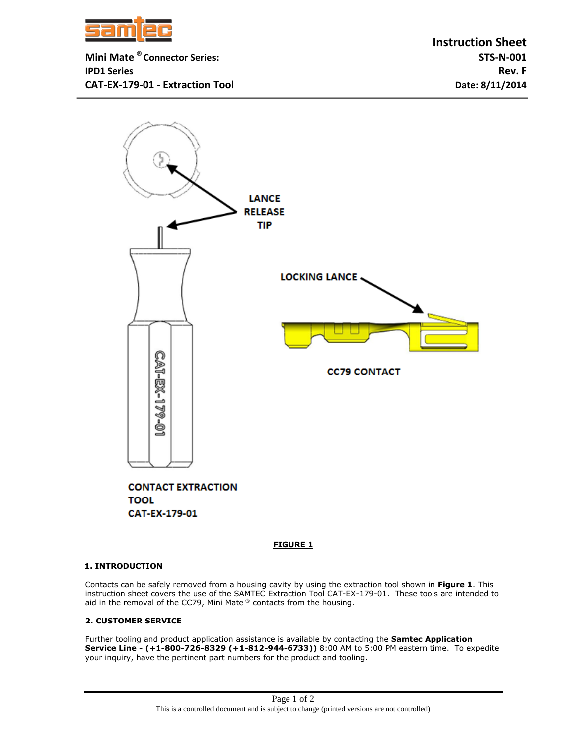**Instruction Sheet**

**Mini Mate® Connector Series:**
**IPD1 Series**
**CAT-EX-179-01 - Extraction Tool**

**STS-N-001**
**Rev. F**
**Date: 8/11/2014**

LANCE RELEASE TIP

LOCKING LANCE

CC79 CONTACT

CONTACT EXTRACTION TOOL
CAT-EX-179-01

**FIGURE 1**

### 1. INTRODUCTION

Contacts can be safely removed from a housing cavity by using the extraction tool shown in **Figure 1**. This instruction sheet covers the use of the SAMTEC Extraction Tool CAT-EX-179-01. These tools are intended to aid in the removal of the CC79, Mini Mate® contacts from the housing.

### 2. CUSTOMER SERVICE

Further tooling and product application assistance is available by contacting the **Samtec Application Service Line - (+1-800-726-8329 (+1-812-944-6733))** 8:00 AM to 5:00 PM eastern time. To expedite your inquiry, have the pertinent part numbers for the product and tooling.

This is a controlled document and is subject to change (printed versions are not controlled)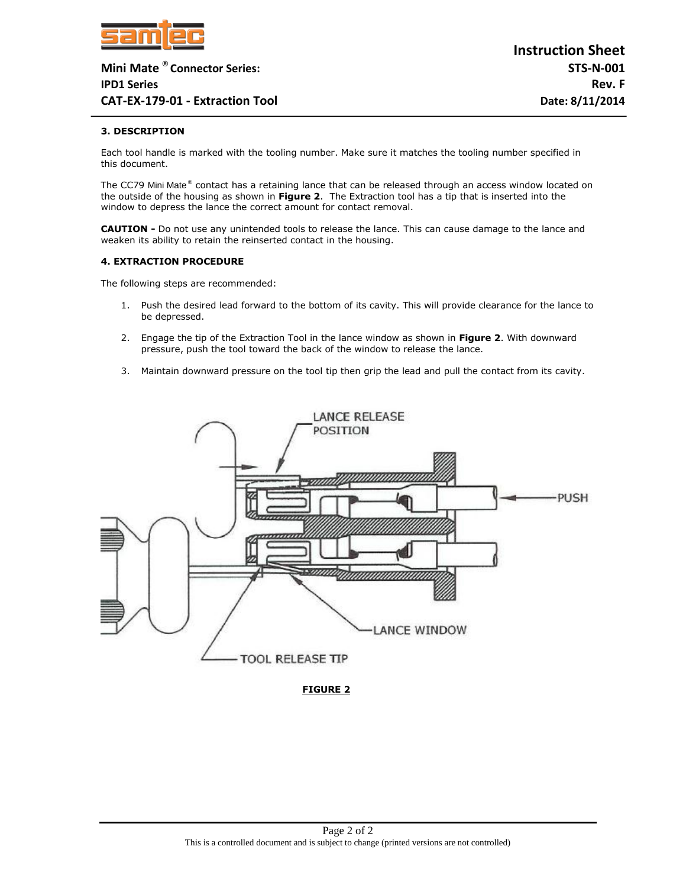### 3. DESCRIPTION

Each tool handle is marked with the tooling number. Make sure it matches the tooling number specified in this document.

The CC79 Mini Mate® contact has a retaining lance that can be released through an access window located on the outside of the housing as shown in **Figure 2**. The Extraction tool has a tip that is inserted into the window to depress the lance the correct amount for contact removal.

**CAUTION -** Do not use any unintended tools to release the lance. This can cause damage to the lance and weaken its ability to retain the reinserted contact in the housing.

### 4. EXTRACTION PROCEDURE

The following steps are recommended:

1. Push the desired lead forward to the bottom of its cavity. This will provide clearance for the lance to be depressed.
2. Engage the tip of the Extraction Tool in the lance window as shown in **Figure 2**. With downward pressure, push the tool toward the back of the window to release the lance.
3. Maintain downward pressure on the tool tip then grip the lead and pull the contact from its cavity.

LANCE RELEASE POSITION

PUSH

LANCE WINDOW

TOOL RELEASE TIP

**FIGURE 2**